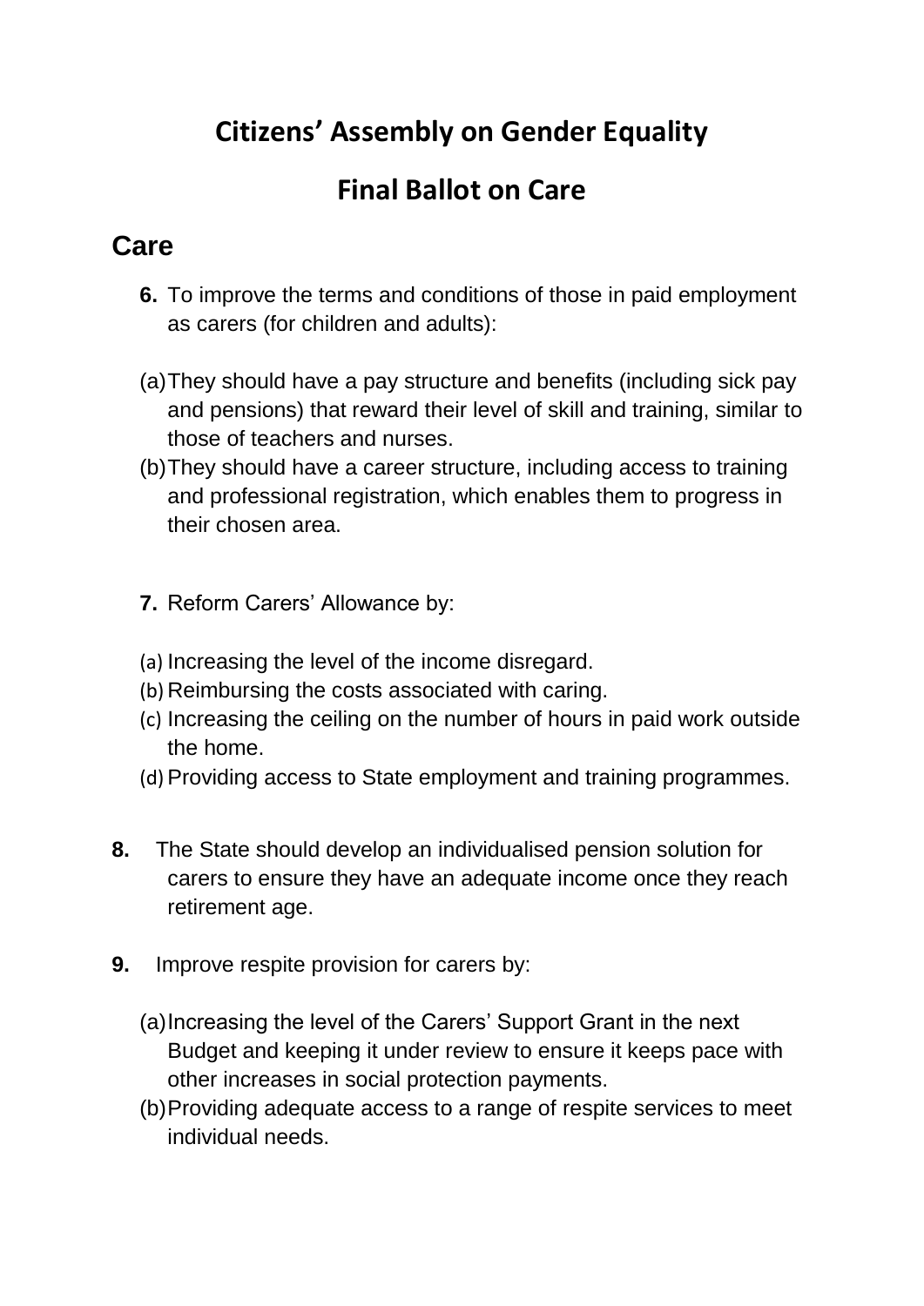# Citizens' Assembly on Gender Equality

# Final Ballot on Care

## Care

**6.** To improve the terms and conditions of those in paid employment as carers (for children and adults):

(a) They should have a pay structure and benefits (including sick pay and pensions) that reward their level of skill and training, similar to those of teachers and nurses.

(b) They should have a career structure, including access to training and professional registration, which enables them to progress in their chosen area.

**7.** Reform Carers' Allowance by:

(a) Increasing the level of the income disregard.

(b) Reimbursing the costs associated with caring.

(c) Increasing the ceiling on the number of hours in paid work outside the home.

(d) Providing access to State employment and training programmes.

**8.** The State should develop an individualised pension solution for carers to ensure they have an adequate income once they reach retirement age.

**9.** Improve respite provision for carers by:

(a) Increasing the level of the Carers' Support Grant in the next Budget and keeping it under review to ensure it keeps pace with other increases in social protection payments.

(b) Providing adequate access to a range of respite services to meet individual needs.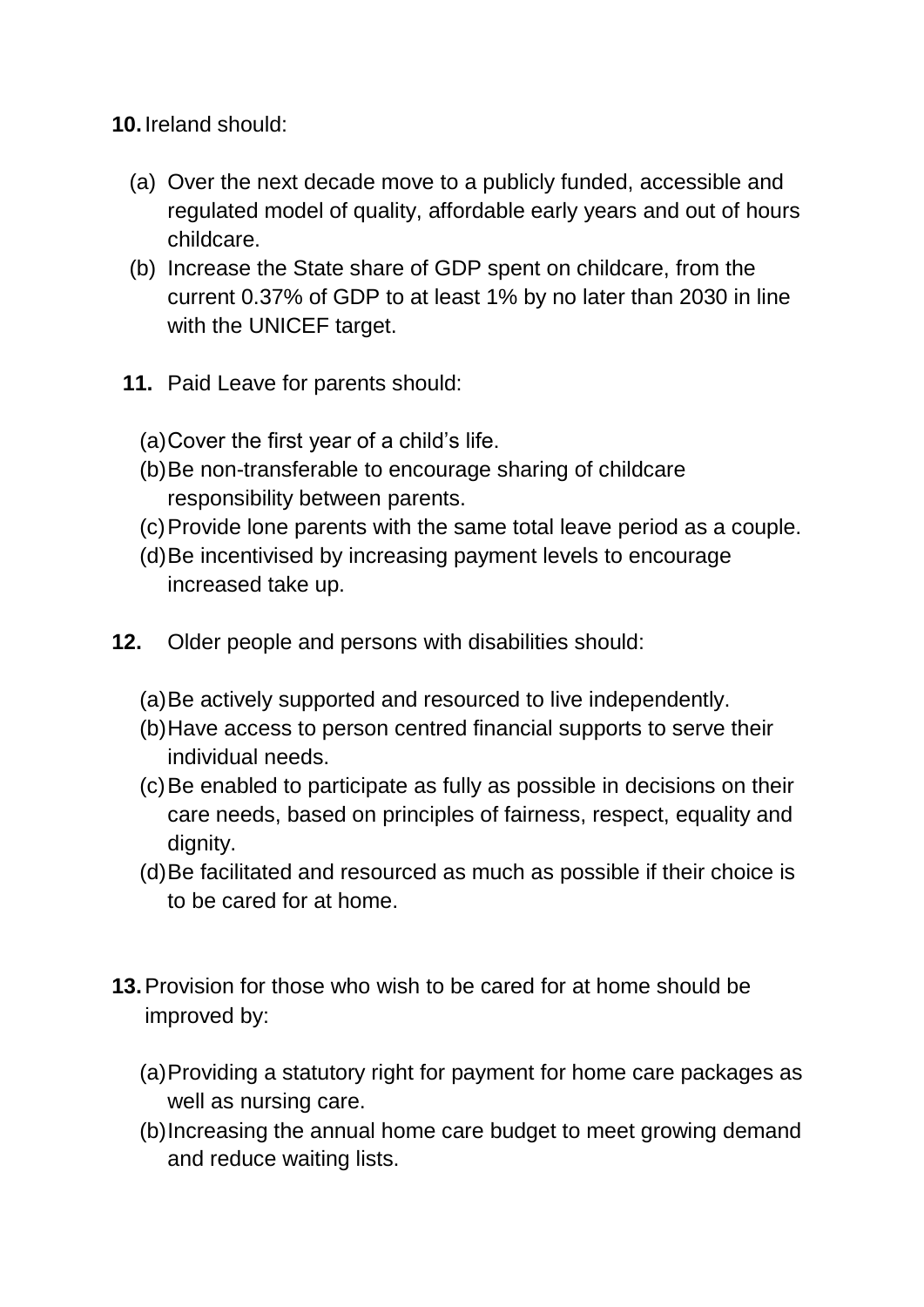**10.** Ireland should:

(a) Over the next decade move to a publicly funded, accessible and regulated model of quality, affordable early years and out of hours childcare.

(b) Increase the State share of GDP spent on childcare, from the current 0.37% of GDP to at least 1% by no later than 2030 in line with the UNICEF target.

**11.** Paid Leave for parents should:

(a) Cover the first year of a child's life.

(b) Be non-transferable to encourage sharing of childcare responsibility between parents.

(c) Provide lone parents with the same total leave period as a couple.

(d) Be incentivised by increasing payment levels to encourage increased take up.

**12.** Older people and persons with disabilities should:

(a) Be actively supported and resourced to live independently.

(b) Have access to person centred financial supports to serve their individual needs.

(c) Be enabled to participate as fully as possible in decisions on their care needs, based on principles of fairness, respect, equality and dignity.

(d) Be facilitated and resourced as much as possible if their choice is to be cared for at home.

**13.** Provision for those who wish to be cared for at home should be improved by:

(a) Providing a statutory right for payment for home care packages as well as nursing care.

(b) Increasing the annual home care budget to meet growing demand and reduce waiting lists.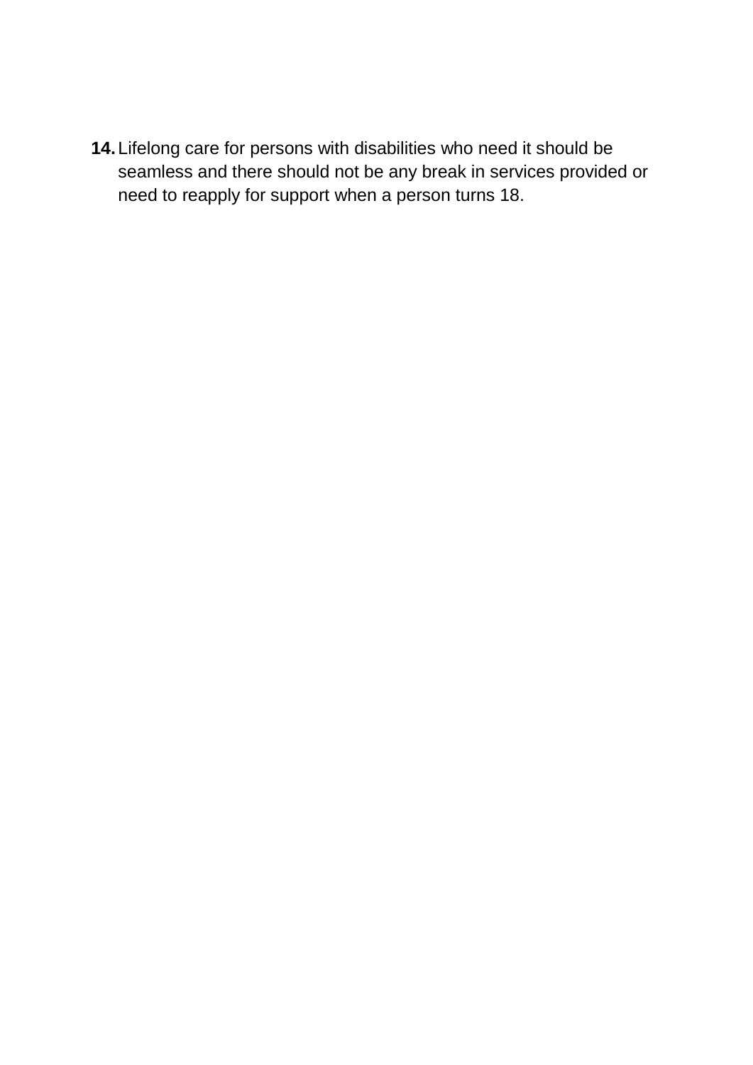14. Lifelong care for persons with disabilities who need it should be seamless and there should not be any break in services provided or need to reapply for support when a person turns 18.